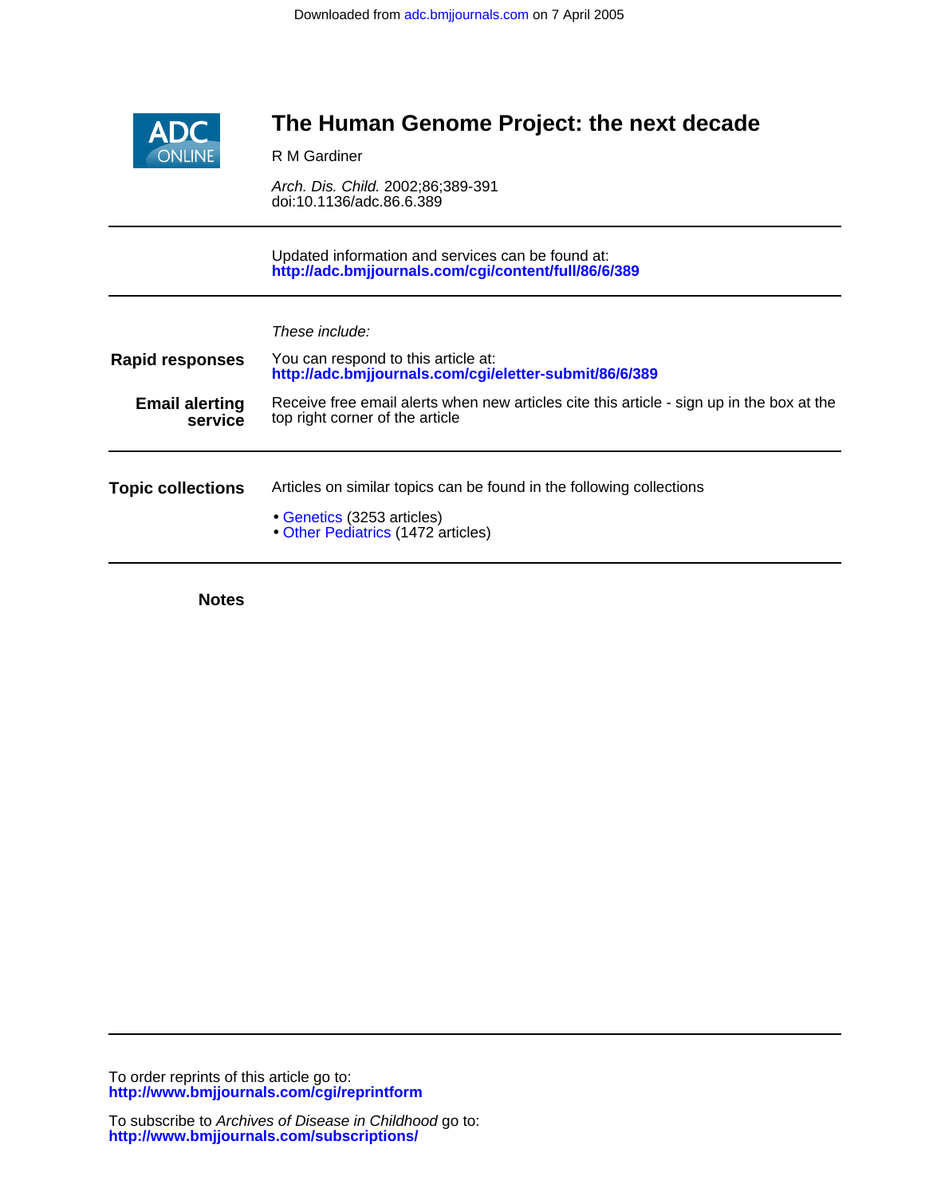Downloaded from adc.bmjjournals.com on 7 April 2005

# The Human Genome Project: the next decade

R M Gardiner

*Arch. Dis. Child.* 2002;86;389-391
doi:10.1136/adc.86.6.389

Updated information and services can be found at:
**http://adc.bmjjournals.com/cgi/content/full/86/6/389**

*These include:*

**Rapid responses**
You can respond to this article at:
**http://adc.bmjjournals.com/cgi/eletter-submit/86/6/389**

**Email alerting service**
Receive free email alerts when new articles cite this article - sign up in the box at the top right corner of the article

**Topic collections**
Articles on similar topics can be found in the following collections

- Genetics (3253 articles)
- Other Pediatrics (1472 articles)

**Notes**

To order reprints of this article go to:
**http://www.bmjjournals.com/cgi/reprintform**

To subscribe to *Archives of Disease in Childhood* go to:
**http://www.bmjjournals.com/subscriptions/**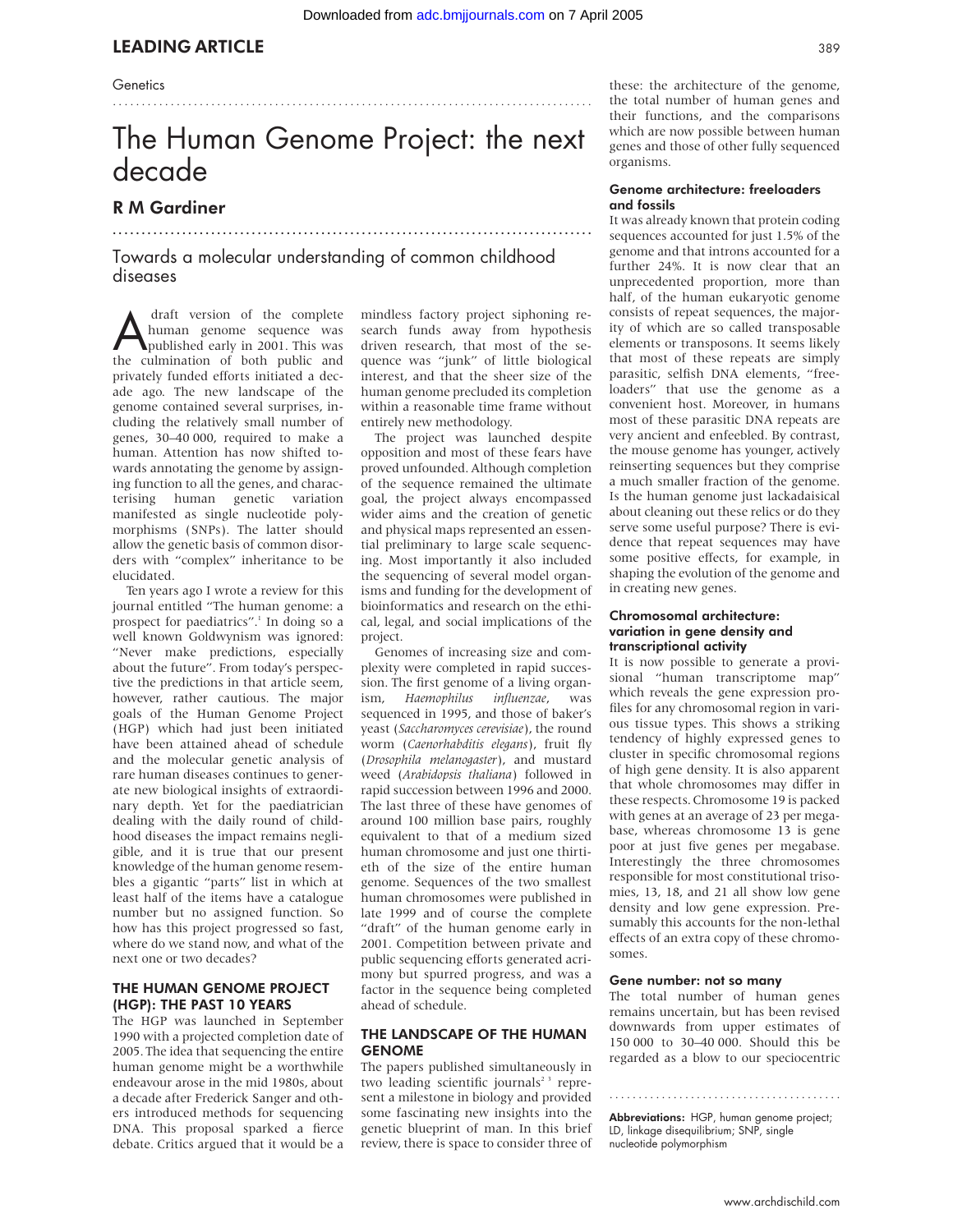Genetics

# The Human Genome Project: the next decade

## R M Gardiner

Towards a molecular understanding of common childhood diseases

A draft version of the complete human genome sequence was published early in 2001. This was the culmination of both public and privately funded efforts initiated a decade ago. The new landscape of the genome contained several surprises, including the relatively small number of genes, 30–40 000, required to make a human. Attention has now shifted towards annotating the genome by assigning function to all the genes, and characterising human genetic variation manifested as single nucleotide polymorphisms (SNPs). The latter should allow the genetic basis of common disorders with "complex" inheritance to be elucidated.

Ten years ago I wrote a review for this journal entitled "The human genome: a prospect for paediatrics".[1] In doing so a well known Goldwynism was ignored: "Never make predictions, especially about the future". From today's perspective the predictions in that article seem, however, rather cautious. The major goals of the Human Genome Project (HGP) which had just been initiated have been attained ahead of schedule and the molecular genetic analysis of rare human diseases continues to generate new biological insights of extraordinary depth. Yet for the paediatrician dealing with the daily round of childhood diseases the impact remains negligible, and it is true that our present knowledge of the human genome resembles a gigantic "parts" list in which at least half of the items have a catalogue number but no assigned function. So how has this project progressed so fast, where do we stand now, and what of the next one or two decades?

### THE HUMAN GENOME PROJECT (HGP): THE PAST 10 YEARS

The HGP was launched in September 1990 with a projected completion date of 2005. The idea that sequencing the entire human genome might be a worthwhile endeavour arose in the mid 1980s, about a decade after Frederick Sanger and others introduced methods for sequencing DNA. This proposal sparked a fierce debate. Critics argued that it would be a mindless factory project siphoning research funds away from hypothesis driven research, that most of the sequence was "junk" of little biological interest, and that the sheer size of the human genome precluded its completion within a reasonable time frame without entirely new methodology.

The project was launched despite opposition and most of these fears have proved unfounded. Although completion of the sequence remained the ultimate goal, the project always encompassed wider aims and the creation of genetic and physical maps represented an essential preliminary to large scale sequencing. Most importantly it also included the sequencing of several model organisms and funding for the development of bioinformatics and research on the ethical, legal, and social implications of the project.

Genomes of increasing size and complexity were completed in rapid succession. The first genome of a living organism, *Haemophilus influenzae*, was sequenced in 1995, and those of baker's yeast (*Saccharomyces cerevisiae*), the round worm (*Caenorhabditis elegans*), fruit fly (*Drosophila melanogaster*), and mustard weed (*Arabidopsis thaliana*) followed in rapid succession between 1996 and 2000. The last three of these have genomes of around 100 million base pairs, roughly equivalent to that of a medium sized human chromosome and just one thirtieth of the size of the entire human genome. Sequences of the two smallest human chromosomes were published in late 1999 and of course the complete "draft" of the human genome early in 2001. Competition between private and public sequencing efforts generated acrimony but spurred progress, and was a factor in the sequence being completed ahead of schedule.

### THE LANDSCAPE OF THE HUMAN GENOME

The papers published simultaneously in two leading scientific journals[2,3] represent a milestone in biology and provided some fascinating new insights into the genetic blueprint of man. In this brief review, there is space to consider three of these: the architecture of the genome, the total number of human genes and their functions, and the comparisons which are now possible between human genes and those of other fully sequenced organisms.

#### Genome architecture: freeloaders and fossils

It was already known that protein coding sequences accounted for just 1.5% of the genome and that introns accounted for a further 24%. It is now clear that an unprecedented proportion, more than half, of the human eukaryotic genome consists of repeat sequences, the majority of which are so called transposable elements or transposons. It seems likely that most of these repeats are simply parasitic, selfish DNA elements, "freeloaders" that use the genome as a convenient host. Moreover, in humans most of these parasitic DNA repeats are very ancient and enfeebled. By contrast, the mouse genome has younger, actively reinserting sequences but they comprise a much smaller fraction of the genome. Is the human genome just lackadaisical about cleaning out these relics or do they serve some useful purpose? There is evidence that repeat sequences may have some positive effects, for example, in shaping the evolution of the genome and in creating new genes.

#### Chromosomal architecture: variation in gene density and transcriptional activity

It is now possible to generate a provisional "human transcriptome map" which reveals the gene expression profiles for any chromosomal region in various tissue types. This shows a striking tendency of highly expressed genes to cluster in specific chromosomal regions of high gene density. It is also apparent that whole chromosomes may differ in these respects. Chromosome 19 is packed with genes at an average of 23 per megabase, whereas chromosome 13 is gene poor at just five genes per megabase. Interestingly the three chromosomes responsible for most constitutional trisomies, 13, 18, and 21 all show low gene density and low gene expression. Presumably this accounts for the non-lethal effects of an extra copy of these chromosomes.

#### Gene number: not so many

The total number of human genes remains uncertain, but has been revised downwards from upper estimates of 150 000 to 30–40 000. Should this be regarded as a blow to our speciocentric

**Abbreviations:** HGP, human genome project; LD, linkage disequilibrium; SNP, single nucleotide polymorphism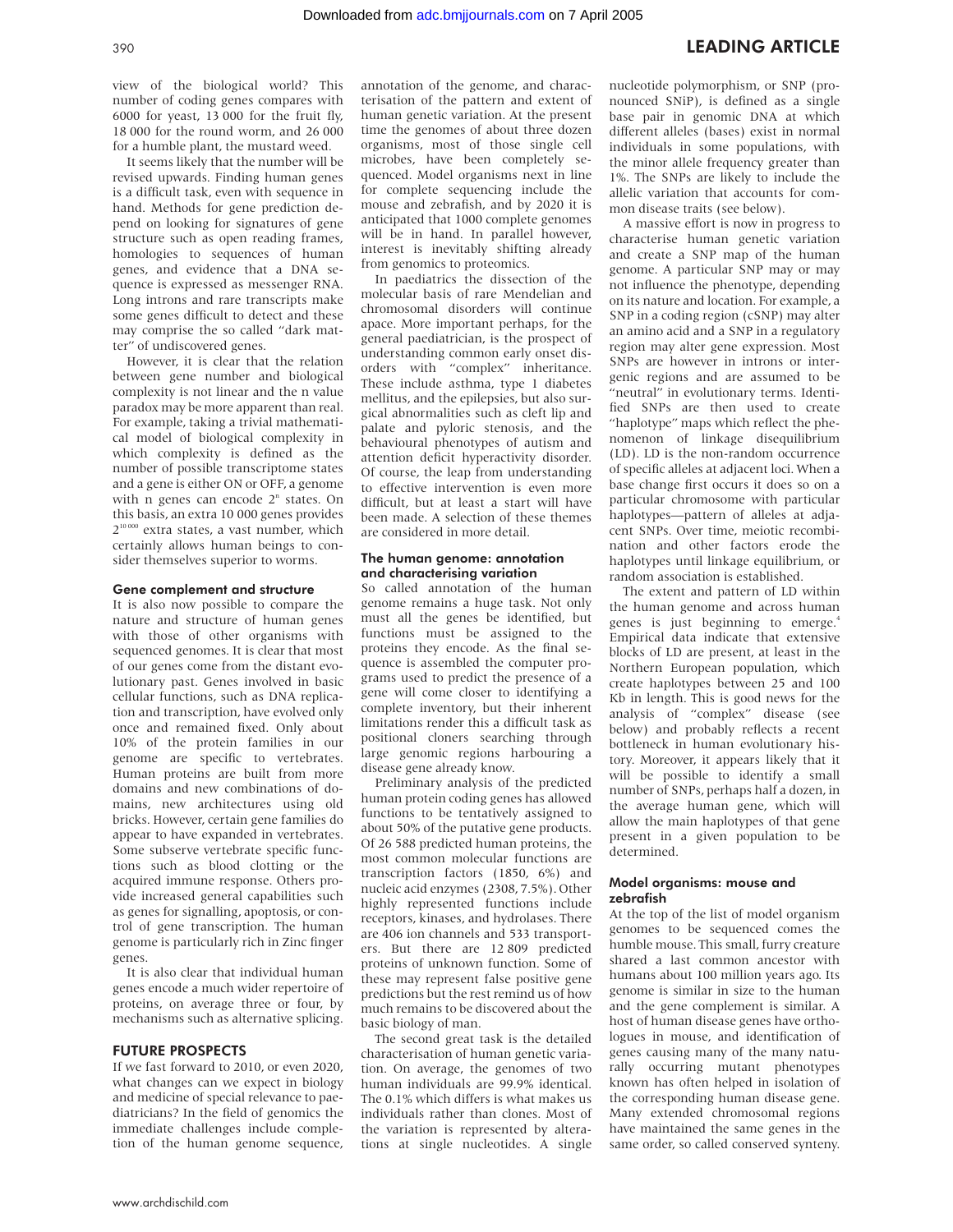view of the biological world? This number of coding genes compares with 6000 for yeast, 13 000 for the fruit fly, 18 000 for the round worm, and 26 000 for a humble plant, the mustard weed.

It seems likely that the number will be revised upwards. Finding human genes is a difficult task, even with sequence in hand. Methods for gene prediction depend on looking for signatures of gene structure such as open reading frames, homologies to sequences of human genes, and evidence that a DNA sequence is expressed as messenger RNA. Long introns and rare transcripts make some genes difficult to detect and these may comprise the so called "dark matter" of undiscovered genes.

However, it is clear that the relation between gene number and biological complexity is not linear and the n value paradox may be more apparent than real. For example, taking a trivial mathematical model of biological complexity in which complexity is defined as the number of possible transcriptome states and a gene is either ON or OFF, a genome with n genes can encode $2^n$ states. On this basis, an extra 10 000 genes provides $2^{10\,000}$ extra states, a vast number, which certainly allows human beings to consider themselves superior to worms.

### Gene complement and structure

It is also now possible to compare the nature and structure of human genes with those of other organisms with sequenced genomes. It is clear that most of our genes come from the distant evolutionary past. Genes involved in basic cellular functions, such as DNA replication and transcription, have evolved only once and remained fixed. Only about 10% of the protein families in our genome are specific to vertebrates. Human proteins are built from more domains and new combinations of domains, new architectures using old bricks. However, certain gene families do appear to have expanded in vertebrates. Some subserve vertebrate specific functions such as blood clotting or the acquired immune response. Others provide increased general capabilities such as genes for signalling, apoptosis, or control of gene transcription. The human genome is particularly rich in Zinc finger genes.

It is also clear that individual human genes encode a much wider repertoire of proteins, on average three or four, by mechanisms such as alternative splicing.

## FUTURE PROSPECTS

If we fast forward to 2010, or even 2020, what changes can we expect in biology and medicine of special relevance to paediatricians? In the field of genomics the immediate challenges include completion of the human genome sequence, annotation of the genome, and characterisation of the pattern and extent of human genetic variation. At the present time the genomes of about three dozen organisms, most of those single cell microbes, have been completely sequenced. Model organisms next in line for complete sequencing include the mouse and zebrafish, and by 2020 it is anticipated that 1000 complete genomes will be in hand. In parallel however, interest is inevitably shifting already from genomics to proteomics.

In paediatrics the dissection of the molecular basis of rare Mendelian and chromosomal disorders will continue apace. More important perhaps, for the general paediatrician, is the prospect of understanding common early onset disorders with "complex" inheritance. These include asthma, type 1 diabetes mellitus, and the epilepsies, but also surgical abnormalities such as cleft lip and palate and pyloric stenosis, and the behavioural phenotypes of autism and attention deficit hyperactivity disorder. Of course, the leap from understanding to effective intervention is even more difficult, but at least a start will have been made. A selection of these themes are considered in more detail.

### The human genome: annotation and characterising variation

So called annotation of the human genome remains a huge task. Not only must all the genes be identified, but functions must be assigned to the proteins they encode. As the final sequence is assembled the computer programs used to predict the presence of a gene will come closer to identifying a complete inventory, but their inherent limitations render this a difficult task as positional cloners searching through large genomic regions harbouring a disease gene already know.

Preliminary analysis of the predicted human protein coding genes has allowed functions to be tentatively assigned to about 50% of the putative gene products. Of 26 588 predicted human proteins, the most common molecular functions are transcription factors (1850, 6%) and nucleic acid enzymes (2308, 7.5%). Other highly represented functions include receptors, kinases, and hydrolases. There are 406 ion channels and 533 transporters. But there are 12 809 predicted proteins of unknown function. Some of these may represent false positive gene predictions but the rest remind us of how much remains to be discovered about the basic biology of man.

The second great task is the detailed characterisation of human genetic variation. On average, the genomes of two human individuals are 99.9% identical. The 0.1% which differs is what makes us individuals rather than clones. Most of the variation is represented by alterations at single nucleotides. A single nucleotide polymorphism, or SNP (pronounced SNiP), is defined as a single base pair in genomic DNA at which different alleles (bases) exist in normal individuals in some populations, with the minor allele frequency greater than 1%. The SNPs are likely to include the allelic variation that accounts for common disease traits (see below).

A massive effort is now in progress to characterise human genetic variation and create a SNP map of the human genome. A particular SNP may or may not influence the phenotype, depending on its nature and location. For example, a SNP in a coding region (cSNP) may alter an amino acid and a SNP in a regulatory region may alter gene expression. Most SNPs are however in introns or intergenic regions and are assumed to be "neutral" in evolutionary terms. Identified SNPs are then used to create "haplotype" maps which reflect the phenomenon of linkage disequilibrium (LD). LD is the non-random occurrence of specific alleles at adjacent loci. When a base change first occurs it does so on a particular chromosome with particular haplotypes—pattern of alleles at adjacent SNPs. Over time, meiotic recombination and other factors erode the haplotypes until linkage equilibrium, or random association is established.

The extent and pattern of LD within the human genome and across human genes is just beginning to emerge.[4] Empirical data indicate that extensive blocks of LD are present, at least in the Northern European population, which create haplotypes between 25 and 100 Kb in length. This is good news for the analysis of "complex" disease (see below) and probably reflects a recent bottleneck in human evolutionary history. Moreover, it appears likely that it will be possible to identify a small number of SNPs, perhaps half a dozen, in the average human gene, which will allow the main haplotypes of that gene present in a given population to be determined.

### Model organisms: mouse and zebrafish

At the top of the list of model organism genomes to be sequenced comes the humble mouse. This small, furry creature shared a last common ancestor with humans about 100 million years ago. Its genome is similar in size to the human and the gene complement is similar. A host of human disease genes have orthologues in mouse, and identification of genes causing many of the many naturally occurring mutant phenotypes known has often helped in isolation of the corresponding human disease gene. Many extended chromosomal regions have maintained the same genes in the same order, so called conserved synteny.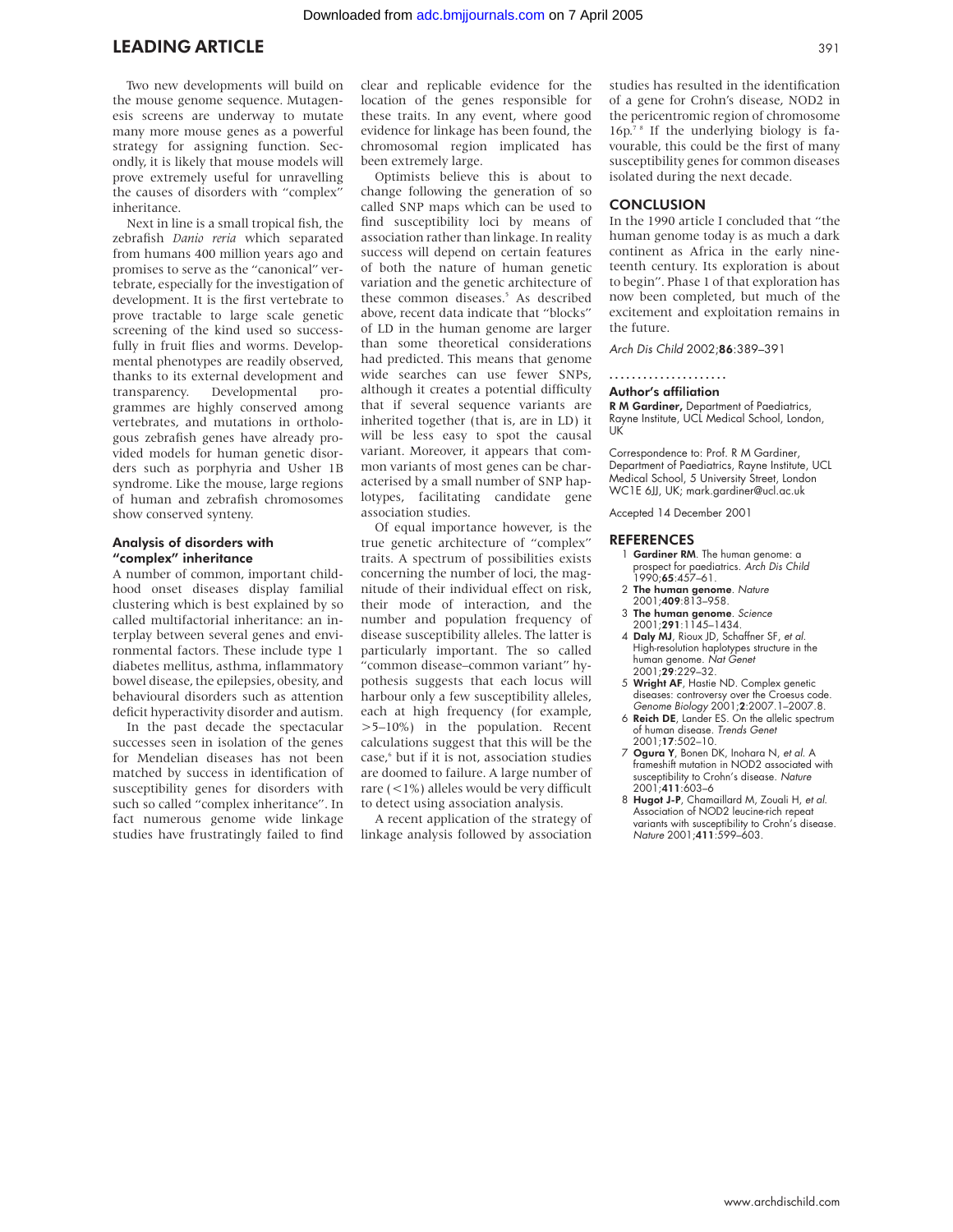Two new developments will build on the mouse genome sequence. Mutagenesis screens are underway to mutate many more mouse genes as a powerful strategy for assigning function. Secondly, it is likely that mouse models will prove extremely useful for unravelling the causes of disorders with "complex" inheritance.

Next in line is a small tropical fish, the zebrafish *Danio reria* which separated from humans 400 million years ago and promises to serve as the "canonical" vertebrate, especially for the investigation of development. It is the first vertebrate to prove tractable to large scale genetic screening of the kind used so successfully in fruit flies and worms. Developmental phenotypes are readily observed, thanks to its external development and transparency. Developmental programmes are highly conserved among vertebrates, and mutations in orthologous zebrafish genes have already provided models for human genetic disorders such as porphyria and Usher 1B syndrome. Like the mouse, large regions of human and zebrafish chromosomes show conserved synteny.

### Analysis of disorders with "complex" inheritance

A number of common, important childhood onset diseases display familial clustering which is best explained by so called multifactorial inheritance: an interplay between several genes and environmental factors. These include type 1 diabetes mellitus, asthma, inflammatory bowel disease, the epilepsies, obesity, and behavioural disorders such as attention deficit hyperactivity disorder and autism.

In the past decade the spectacular successes seen in isolation of the genes for Mendelian diseases has not been matched by success in identification of susceptibility genes for disorders with such so called "complex inheritance". In fact numerous genome wide linkage studies have frustratingly failed to find clear and replicable evidence for the location of the genes responsible for these traits. In any event, where good evidence for linkage has been found, the chromosomal region implicated has been extremely large.

Optimists believe this is about to change following the generation of so called SNP maps which can be used to find susceptibility loci by means of association rather than linkage. In reality success will depend on certain features of both the nature of human genetic variation and the genetic architecture of these common diseases.[5] As described above, recent data indicate that "blocks" of LD in the human genome are larger than some theoretical considerations had predicted. This means that genome wide searches can use fewer SNPs, although it creates a potential difficulty that if several sequence variants are inherited together (that is, are in LD) it will be less easy to spot the causal variant. Moreover, it appears that common variants of most genes can be characterised by a small number of SNP haplotypes, facilitating candidate gene association studies.

Of equal importance however, is the true genetic architecture of "complex" traits. A spectrum of possibilities exists concerning the number of loci, the magnitude of their individual effect on risk, their mode of interaction, and the number and population frequency of disease susceptibility alleles. The latter is particularly important. The so called "common disease–common variant" hypothesis suggests that each locus will harbour only a few susceptibility alleles, each at high frequency (for example, >5–10%) in the population. Recent calculations suggest that this will be the case,[6] but if it is not, association studies are doomed to failure. A large number of rare (<1%) alleles would be very difficult to detect using association analysis.

A recent application of the strategy of linkage analysis followed by association studies has resulted in the identification of a gene for Crohn's disease, NOD2 in the pericentromic region of chromosome 16p.[7,8] If the underlying biology is favourable, this could be the first of many susceptibility genes for common diseases isolated during the next decade.

## CONCLUSION

In the 1990 article I concluded that "the human genome today is as much a dark continent as Africa in the early nineteenth century. Its exploration is about to begin". Phase 1 of that exploration has now been completed, but much of the excitement and exploitation remains in the future.

*Arch Dis Child* 2002;**86**:389–391

### Author's affiliation

**R M Gardiner,** Department of Paediatrics, Rayne Institute, UCL Medical School, London, UK

Correspondence to: Prof. R M Gardiner, Department of Paediatrics, Rayne Institute, UCL Medical School, 5 University Street, London WC1E 6JJ, UK; mark.gardiner@ucl.ac.uk

Accepted 14 December 2001

## REFERENCES

1. **Gardiner RM**. The human genome: a prospect for paediatrics. *Arch Dis Child* 1990;**65**:457–61.
2. **The human genome**. *Nature* 2001;**409**:813–958.
3. **The human genome**. *Science* 2001;**291**:1145–1434.
4. **Daly MJ**, Rioux JD, Schaffner SF, *et al.* High-resolution haplotypes structure in the human genome. *Nat Genet* 2001;**29**:229–32.
5. **Wright AF**, Hastie ND. Complex genetic diseases: controversy over the Croesus code. *Genome Biology* 2001;**2**:2007.1–2007.8.
6. **Reich DE**, Lander ES. On the allelic spectrum of human disease. *Trends Genet* 2001;**17**:502–10.
7. **Ogura Y**, Bonen DK, Inohara N, *et al.* A frameshift mutation in NOD2 associated with susceptibility to Crohn's disease. *Nature* 2001;**411**:603–6
8. **Hugot J-P**, Chamaillard M, Zouali H, *et al.* Association of NOD2 leucine-rich repeat variants with susceptibility to Crohn's disease. *Nature* 2001;**411**:599–603.